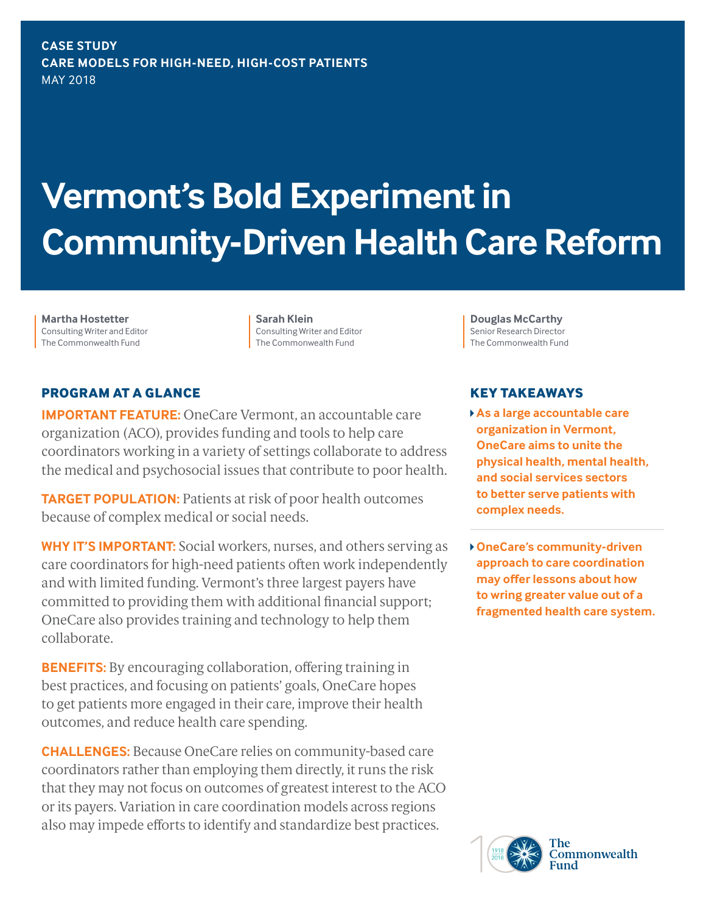**CASE STUDY**
**CARE MODELS FOR HIGH-NEED, HIGH-COST PATIENTS**
MAY 2018

# Vermont's Bold Experiment in Community-Driven Health Care Reform

**Martha Hostetter**
Consulting Writer and Editor
The Commonwealth Fund

**Sarah Klein**
Consulting Writer and Editor
The Commonwealth Fund

**Douglas McCarthy**
Senior Research Director
The Commonwealth Fund

## PROGRAM AT A GLANCE

**IMPORTANT FEATURE:** OneCare Vermont, an accountable care organization (ACO), provides funding and tools to help care coordinators working in a variety of settings collaborate to address the medical and psychosocial issues that contribute to poor health.

**TARGET POPULATION:** Patients at risk of poor health outcomes because of complex medical or social needs.

**WHY IT'S IMPORTANT:** Social workers, nurses, and others serving as care coordinators for high-need patients often work independently and with limited funding. Vermont's three largest payers have committed to providing them with additional financial support; OneCare also provides training and technology to help them collaborate.

**BENEFITS:** By encouraging collaboration, offering training in best practices, and focusing on patients' goals, OneCare hopes to get patients more engaged in their care, improve their health outcomes, and reduce health care spending.

**CHALLENGES:** Because OneCare relies on community-based care coordinators rather than employing them directly, it runs the risk that they may not focus on outcomes of greatest interest to the ACO or its payers. Variation in care coordination models across regions also may impede efforts to identify and standardize best practices.

## KEY TAKEAWAYS

- **As a large accountable care organization in Vermont, OneCare aims to unite the physical health, mental health, and social services sectors to better serve patients with complex needs.**
- **OneCare's community-driven approach to care coordination may offer lessons about how to wring greater value out of a fragmented health care system.**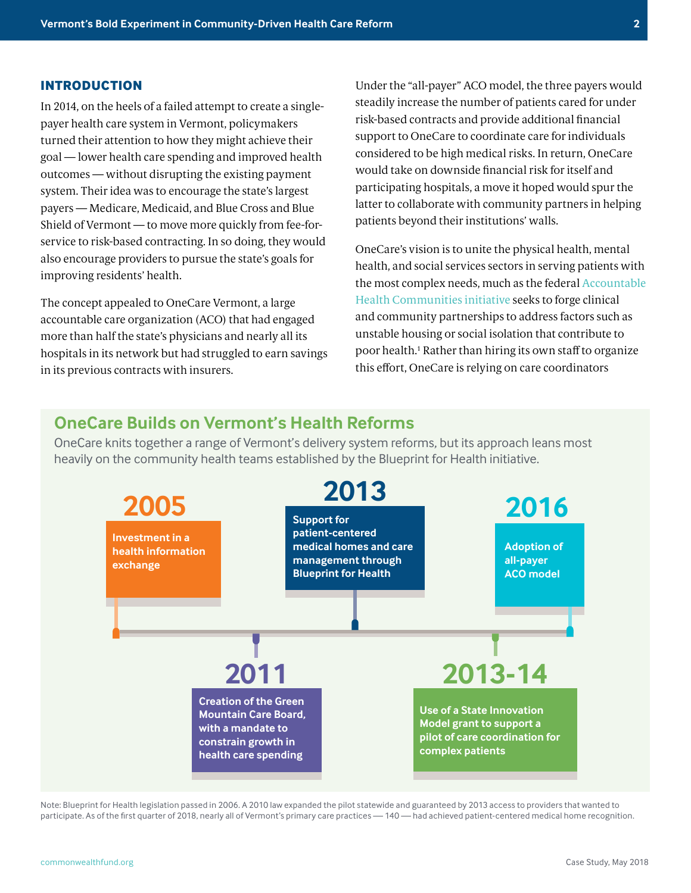## INTRODUCTION

In 2014, on the heels of a failed attempt to create a single-payer health care system in Vermont, policymakers turned their attention to how they might achieve their goal — lower health care spending and improved health outcomes — without disrupting the existing payment system. Their idea was to encourage the state's largest payers — Medicare, Medicaid, and Blue Cross and Blue Shield of Vermont — to move more quickly from fee-for-service to risk-based contracting. In so doing, they would also encourage providers to pursue the state's goals for improving residents' health.

The concept appealed to OneCare Vermont, a large accountable care organization (ACO) that had engaged more than half the state's physicians and nearly all its hospitals in its network but had struggled to earn savings in its previous contracts with insurers.

Under the "all-payer" ACO model, the three payers would steadily increase the number of patients cared for under risk-based contracts and provide additional financial support to OneCare to coordinate care for individuals considered to be high medical risks. In return, OneCare would take on downside financial risk for itself and participating hospitals, a move it hoped would spur the latter to collaborate with community partners in helping patients beyond their institutions' walls.

OneCare's vision is to unite the physical health, mental health, and social services sectors in serving patients with the most complex needs, much as the federal Accountable Health Communities initiative seeks to forge clinical and community partnerships to address factors such as unstable housing or social isolation that contribute to poor health.[1] Rather than hiring its own staff to organize this effort, OneCare is relying on care coordinators

### OneCare Builds on Vermont's Health Reforms

OneCare knits together a range of Vermont's delivery system reforms, but its approach leans most heavily on the community health teams established by the Blueprint for Health initiative.

- **2005** — Investment in a health information exchange
- **2011** — Creation of the Green Mountain Care Board, with a mandate to constrain growth in health care spending
- **2013** — Support for patient-centered medical homes and care management through Blueprint for Health
- **2013-14** — Use of a State Innovation Model grant to support a pilot of care coordination for complex patients
- **2016** — Adoption of all-payer ACO model

Note: Blueprint for Health legislation passed in 2006. A 2010 law expanded the pilot statewide and guaranteed by 2013 access to providers that wanted to participate. As of the first quarter of 2018, nearly all of Vermont's primary care practices — 140 — had achieved patient-centered medical home recognition.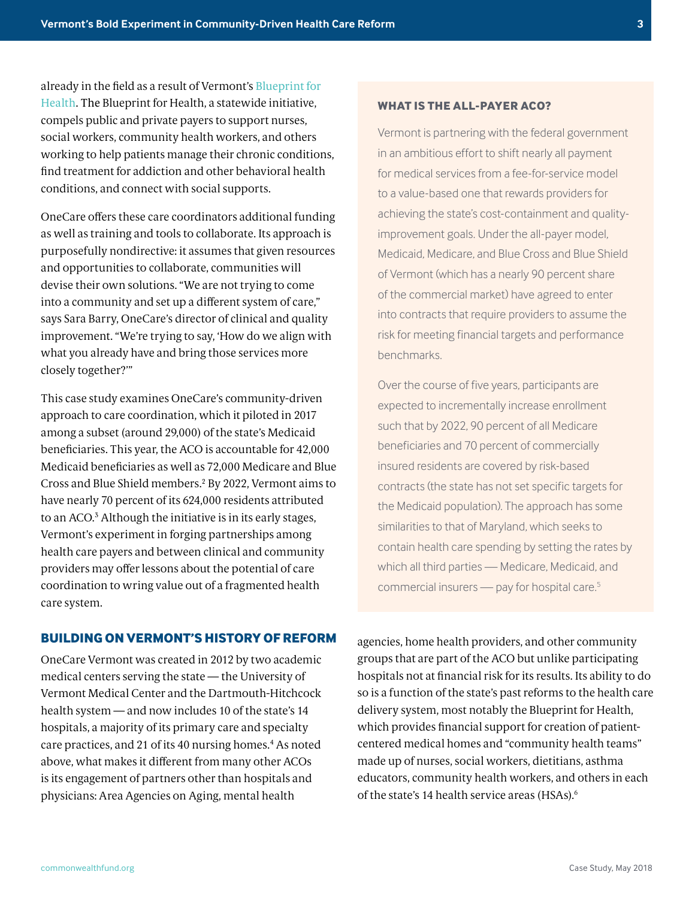already in the field as a result of Vermont's Blueprint for Health. The Blueprint for Health, a statewide initiative, compels public and private payers to support nurses, social workers, community health workers, and others working to help patients manage their chronic conditions, find treatment for addiction and other behavioral health conditions, and connect with social supports.

OneCare offers these care coordinators additional funding as well as training and tools to collaborate. Its approach is purposefully nondirective: it assumes that given resources and opportunities to collaborate, communities will devise their own solutions. "We are not trying to come into a community and set up a different system of care," says Sara Barry, OneCare's director of clinical and quality improvement. "We're trying to say, 'How do we align with what you already have and bring those services more closely together?'"

This case study examines OneCare's community-driven approach to care coordination, which it piloted in 2017 among a subset (around 29,000) of the state's Medicaid beneficiaries. This year, the ACO is accountable for 42,000 Medicaid beneficiaries as well as 72,000 Medicare and Blue Cross and Blue Shield members.[2] By 2022, Vermont aims to have nearly 70 percent of its 624,000 residents attributed to an ACO.[3] Although the initiative is in its early stages, Vermont's experiment in forging partnerships among health care payers and between clinical and community providers may offer lessons about the potential of care coordination to wring value out of a fragmented health care system.

### WHAT IS THE ALL-PAYER ACO?

Vermont is partnering with the federal government in an ambitious effort to shift nearly all payment for medical services from a fee-for-service model to a value-based one that rewards providers for achieving the state's cost-containment and quality-improvement goals. Under the all-payer model, Medicaid, Medicare, and Blue Cross and Blue Shield of Vermont (which has a nearly 90 percent share of the commercial market) have agreed to enter into contracts that require providers to assume the risk for meeting financial targets and performance benchmarks.

Over the course of five years, participants are expected to incrementally increase enrollment such that by 2022, 90 percent of all Medicare beneficiaries and 70 percent of commercially insured residents are covered by risk-based contracts (the state has not set specific targets for the Medicaid population). The approach has some similarities to that of Maryland, which seeks to contain health care spending by setting the rates by which all third parties — Medicare, Medicaid, and commercial insurers — pay for hospital care.[5]

## BUILDING ON VERMONT'S HISTORY OF REFORM

OneCare Vermont was created in 2012 by two academic medical centers serving the state — the University of Vermont Medical Center and the Dartmouth-Hitchcock health system — and now includes 10 of the state's 14 hospitals, a majority of its primary care and specialty care practices, and 21 of its 40 nursing homes.[4] As noted above, what makes it different from many other ACOs is its engagement of partners other than hospitals and physicians: Area Agencies on Aging, mental health agencies, home health providers, and other community groups that are part of the ACO but unlike participating hospitals not at financial risk for its results. Its ability to do so is a function of the state's past reforms to the health care delivery system, most notably the Blueprint for Health, which provides financial support for creation of patient-centered medical homes and "community health teams" made up of nurses, social workers, dietitians, asthma educators, community health workers, and others in each of the state's 14 health service areas (HSAs).[6]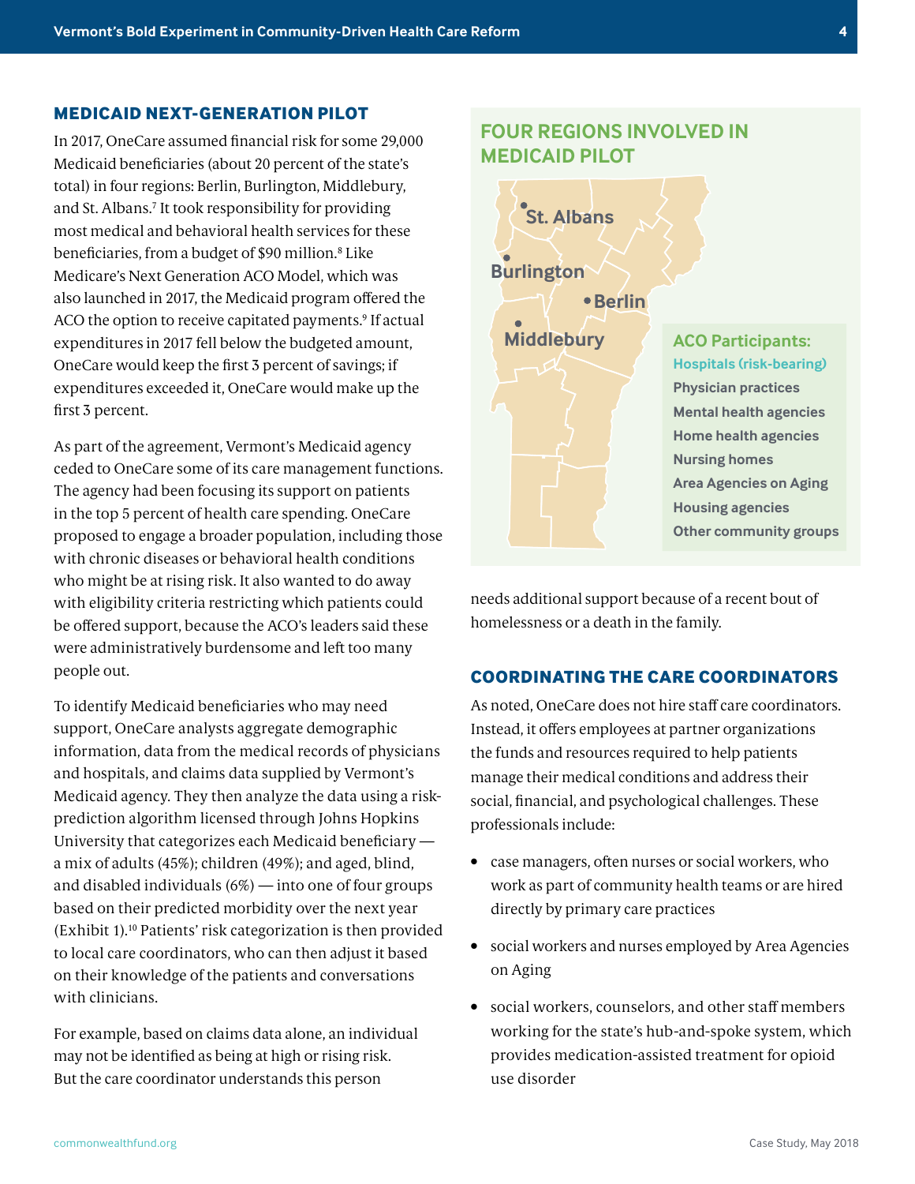## MEDICAID NEXT-GENERATION PILOT

In 2017, OneCare assumed financial risk for some 29,000 Medicaid beneficiaries (about 20 percent of the state's total) in four regions: Berlin, Burlington, Middlebury, and St. Albans.[7] It took responsibility for providing most medical and behavioral health services for these beneficiaries, from a budget of $90 million.[8] Like Medicare's Next Generation ACO Model, which was also launched in 2017, the Medicaid program offered the ACO the option to receive capitated payments.[9] If actual expenditures in 2017 fell below the budgeted amount, OneCare would keep the first 3 percent of savings; if expenditures exceeded it, OneCare would make up the first 3 percent.

As part of the agreement, Vermont's Medicaid agency ceded to OneCare some of its care management functions. The agency had been focusing its support on patients in the top 5 percent of health care spending. OneCare proposed to engage a broader population, including those with chronic diseases or behavioral health conditions who might be at rising risk. It also wanted to do away with eligibility criteria restricting which patients could be offered support, because the ACO's leaders said these were administratively burdensome and left too many people out.

To identify Medicaid beneficiaries who may need support, OneCare analysts aggregate demographic information, data from the medical records of physicians and hospitals, and claims data supplied by Vermont's Medicaid agency. They then analyze the data using a risk-prediction algorithm licensed through Johns Hopkins University that categorizes each Medicaid beneficiary — a mix of adults (45%); children (49%); and aged, blind, and disabled individuals (6%) — into one of four groups based on their predicted morbidity over the next year (Exhibit 1).[10] Patients' risk categorization is then provided to local care coordinators, who can then adjust it based on their knowledge of the patients and conversations with clinicians.

For example, based on claims data alone, an individual may not be identified as being at high or rising risk. But the care coordinator understands this person needs additional support because of a recent bout of homelessness or a death in the family.

### FOUR REGIONS INVOLVED IN MEDICAID PILOT

St. Albans
Burlington
Berlin
Middlebury

**ACO Participants:**
- Hospitals (risk-bearing)
- Physician practices
- Mental health agencies
- Home health agencies
- Nursing homes
- Area Agencies on Aging
- Housing agencies
- Other community groups

## COORDINATING THE CARE COORDINATORS

As noted, OneCare does not hire staff care coordinators. Instead, it offers employees at partner organizations the funds and resources required to help patients manage their medical conditions and address their social, financial, and psychological challenges. These professionals include:

- case managers, often nurses or social workers, who work as part of community health teams or are hired directly by primary care practices
- social workers and nurses employed by Area Agencies on Aging
- social workers, counselors, and other staff members working for the state's hub-and-spoke system, which provides medication-assisted treatment for opioid use disorder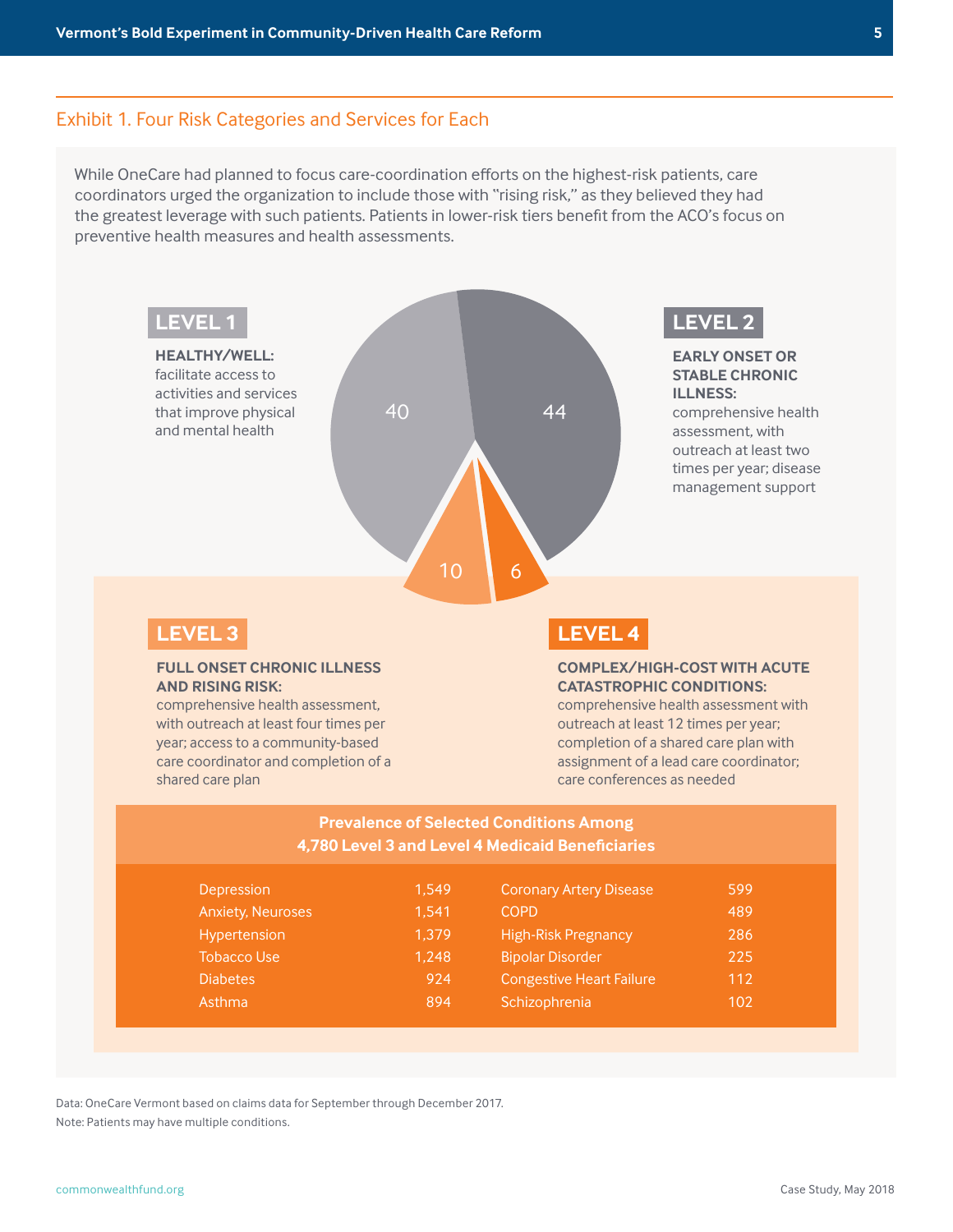## Exhibit 1. Four Risk Categories and Services for Each

While OneCare had planned to focus care-coordination efforts on the highest-risk patients, care coordinators urged the organization to include those with "rising risk," as they believed they had the greatest leverage with such patients. Patients in lower-risk tiers benefit from the ACO's focus on preventive health measures and health assessments.

**LEVEL 1** (40)

**HEALTHY/WELL:** facilitate access to activities and services that improve physical and mental health

**LEVEL 2** (44)

**EARLY ONSET OR STABLE CHRONIC ILLNESS:** comprehensive health assessment, with outreach at least two times per year; disease management support

**LEVEL 3** (10)

**FULL ONSET CHRONIC ILLNESS AND RISING RISK:** comprehensive health assessment, with outreach at least four times per year; access to a community-based care coordinator and completion of a shared care plan

**LEVEL 4** (6)

**COMPLEX/HIGH-COST WITH ACUTE CATASTROPHIC CONDITIONS:** comprehensive health assessment with outreach at least 12 times per year; completion of a shared care plan with assignment of a lead care coordinator; care conferences as needed

**Prevalence of Selected Conditions Among 4,780 Level 3 and Level 4 Medicaid Beneficiaries**

| Condition | Count | Condition | Count |
|---|---|---|---|
| Depression | 1,549 | Coronary Artery Disease | 599 |
| Anxiety, Neuroses | 1,541 | COPD | 489 |
| Hypertension | 1,379 | High-Risk Pregnancy | 286 |
| Tobacco Use | 1,248 | Bipolar Disorder | 225 |
| Diabetes | 924 | Congestive Heart Failure | 112 |
| Asthma | 894 | Schizophrenia | 102 |

Data: OneCare Vermont based on claims data for September through December 2017.

Note: Patients may have multiple conditions.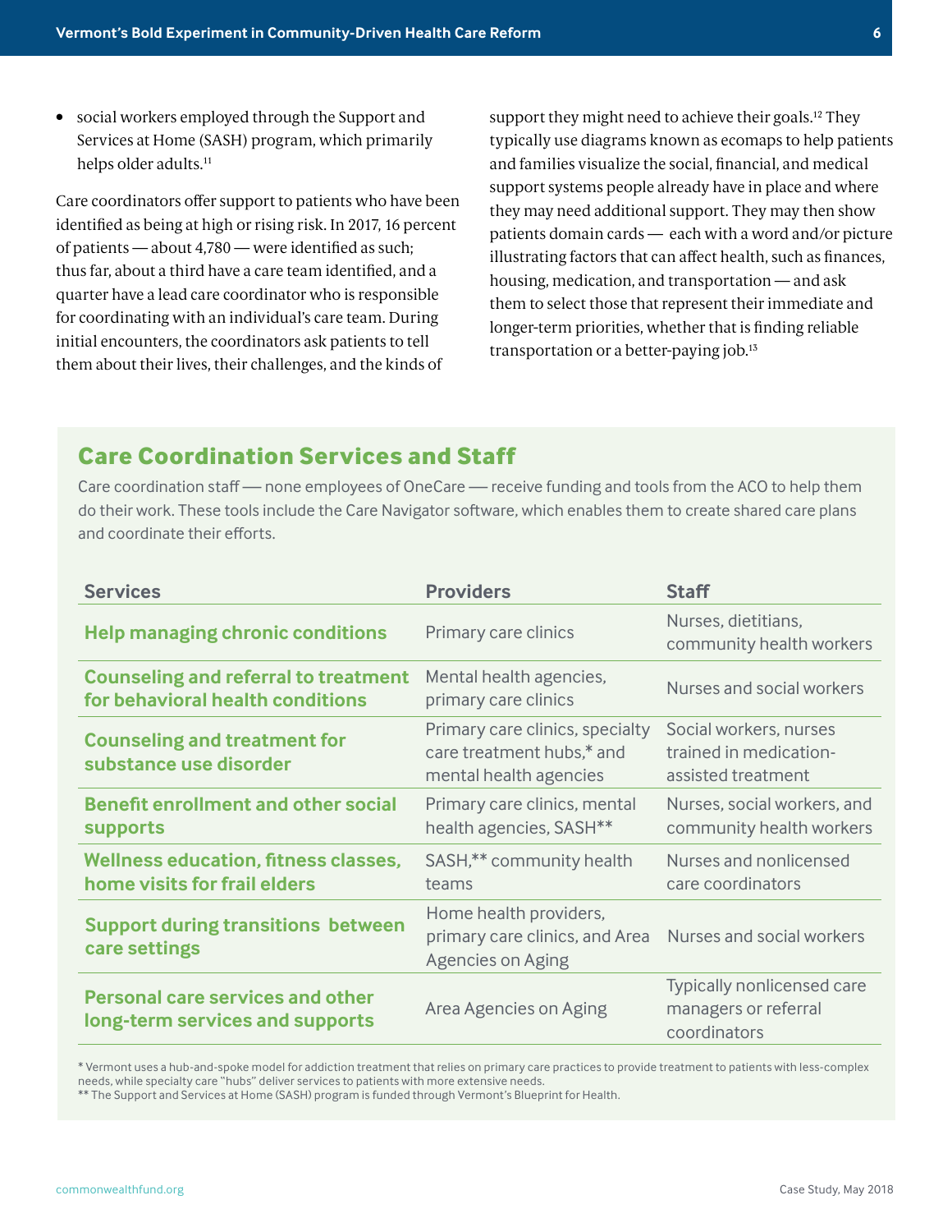- social workers employed through the Support and Services at Home (SASH) program, which primarily helps older adults.[11]

Care coordinators offer support to patients who have been identified as being at high or rising risk. In 2017, 16 percent of patients — about 4,780 — were identified as such; thus far, about a third have a care team identified, and a quarter have a lead care coordinator who is responsible for coordinating with an individual's care team. During initial encounters, the coordinators ask patients to tell them about their lives, their challenges, and the kinds of support they might need to achieve their goals.[12] They typically use diagrams known as ecomaps to help patients and families visualize the social, financial, and medical support systems people already have in place and where they may need additional support. They may then show patients domain cards — each with a word and/or picture illustrating factors that can affect health, such as finances, housing, medication, and transportation — and ask them to select those that represent their immediate and longer-term priorities, whether that is finding reliable transportation or a better-paying job.[13]

## Care Coordination Services and Staff

Care coordination staff — none employees of OneCare — receive funding and tools from the ACO to help them do their work. These tools include the Care Navigator software, which enables them to create shared care plans and coordinate their efforts.

| Services | Providers | Staff |
|---|---|---|
| **Help managing chronic conditions** | Primary care clinics | Nurses, dietitians, community health workers |
| **Counseling and referral to treatment for behavioral health conditions** | Mental health agencies, primary care clinics | Nurses and social workers |
| **Counseling and treatment for substance use disorder** | Primary care clinics, specialty care treatment hubs,* and mental health agencies | Social workers, nurses trained in medication-assisted treatment |
| **Benefit enrollment and other social supports** | Primary care clinics, mental health agencies, SASH** | Nurses, social workers, and community health workers |
| **Wellness education, fitness classes, home visits for frail elders** | SASH,** community health teams | Nurses and nonlicensed care coordinators |
| **Support during transitions between care settings** | Home health providers, primary care clinics, and Area Agencies on Aging | Nurses and social workers |
| **Personal care services and other long-term services and supports** | Area Agencies on Aging | Typically nonlicensed care managers or referral coordinators |

\* Vermont uses a hub-and-spoke model for addiction treatment that relies on primary care practices to provide treatment to patients with less-complex needs, while specialty care "hubs" deliver services to patients with more extensive needs.
** The Support and Services at Home (SASH) program is funded through Vermont's Blueprint for Health.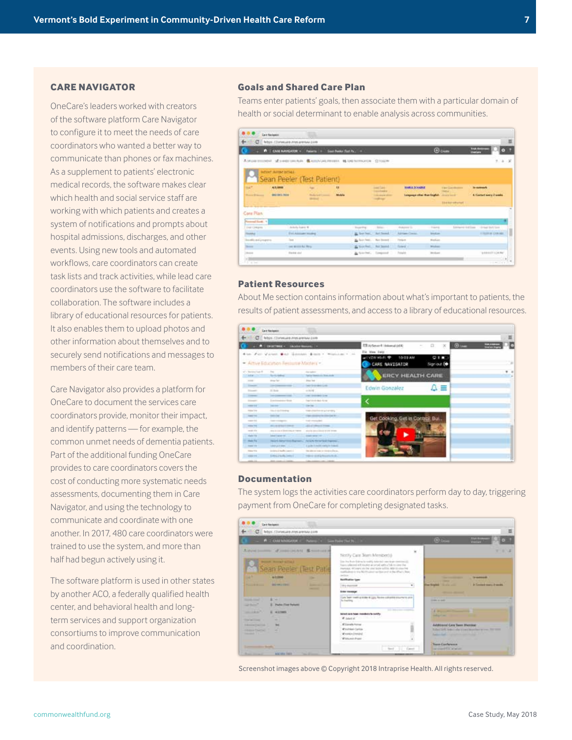## CARE NAVIGATOR

OneCare's leaders worked with creators of the software platform Care Navigator to configure it to meet the needs of care coordinators who wanted a better way to communicate than phones or fax machines. As a supplement to patients' electronic medical records, the software makes clear which health and social service staff are working with which patients and creates a system of notifications and prompts about hospital admissions, discharges, and other events. Using new tools and automated workflows, care coordinators can create task lists and track activities, while lead care coordinators use the software to facilitate collaboration. The software includes a library of educational resources for patients. It also enables them to upload photos and other information about themselves and to securely send notifications and messages to members of their care team.

Care Navigator also provides a platform for OneCare to document the services care coordinators provide, monitor their impact, and identify patterns — for example, the common unmet needs of dementia patients. Part of the additional funding OneCare provides to care coordinators covers the cost of conducting more systematic needs assessments, documenting them in Care Navigator, and using the technology to communicate and coordinate with one another. In 2017, 480 care coordinators were trained to use the system, and more than half had begun actively using it.

The software platform is used in other states by another ACO, a federally qualified health center, and behavioral health and long-term services and support organization consortiums to improve communication and coordination.

### Goals and Shared Care Plan

Teams enter patients' goals, then associate them with a particular domain of health or social determinant to enable analysis across communities.

### Patient Resources

About Me section contains information about what's important to patients, the results of patient assessments, and access to a library of educational resources.

### Documentation

The system logs the activities care coordinators perform day to day, triggering payment from OneCare for completing designated tasks.

Screenshot images above © Copyright 2018 Intraprise Health. All rights reserved.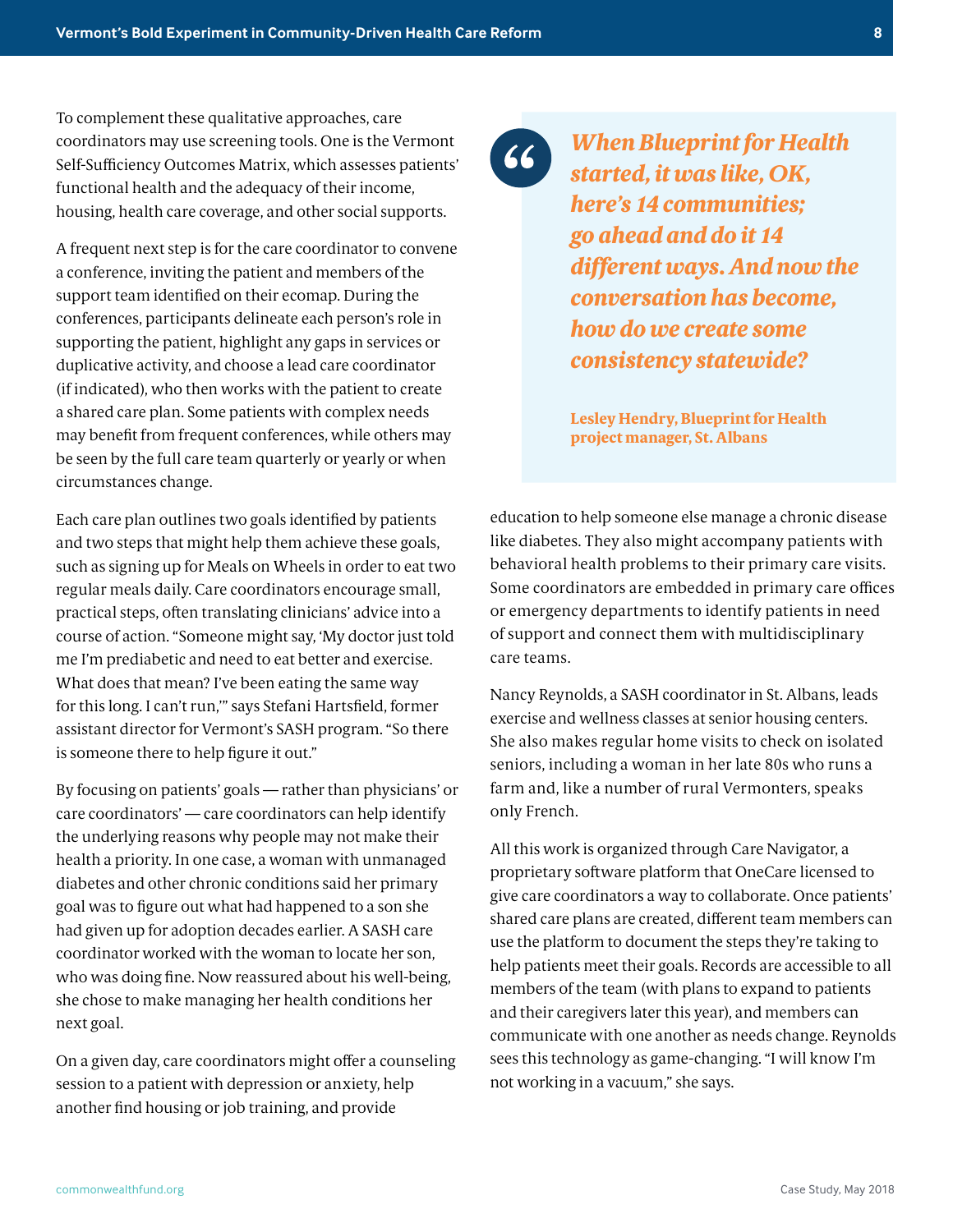To complement these qualitative approaches, care coordinators may use screening tools. One is the Vermont Self-Sufficiency Outcomes Matrix, which assesses patients' functional health and the adequacy of their income, housing, health care coverage, and other social supports.

A frequent next step is for the care coordinator to convene a conference, inviting the patient and members of the support team identified on their ecomap. During the conferences, participants delineate each person's role in supporting the patient, highlight any gaps in services or duplicative activity, and choose a lead care coordinator (if indicated), who then works with the patient to create a shared care plan. Some patients with complex needs may benefit from frequent conferences, while others may be seen by the full care team quarterly or yearly or when circumstances change.

Each care plan outlines two goals identified by patients and two steps that might help them achieve these goals, such as signing up for Meals on Wheels in order to eat two regular meals daily. Care coordinators encourage small, practical steps, often translating clinicians' advice into a course of action. "Someone might say, 'My doctor just told me I'm prediabetic and need to eat better and exercise. What does that mean? I've been eating the same way for this long. I can't run,'" says Stefani Hartsfield, former assistant director for Vermont's SASH program. "So there is someone there to help figure it out."

By focusing on patients' goals — rather than physicians' or care coordinators' — care coordinators can help identify the underlying reasons why people may not make their health a priority. In one case, a woman with unmanaged diabetes and other chronic conditions said her primary goal was to figure out what had happened to a son she had given up for adoption decades earlier. A SASH care coordinator worked with the woman to locate her son, who was doing fine. Now reassured about his well-being, she chose to make managing her health conditions her next goal.

> ***When Blueprint for Health started, it was like, OK, here's 14 communities; go ahead and do it 14 different ways. And now the conversation has become, how do we create some consistency statewide?***
>
> **Lesley Hendry, Blueprint for Health project manager, St. Albans**

On a given day, care coordinators might offer a counseling session to a patient with depression or anxiety, help another find housing or job training, and provide education to help someone else manage a chronic disease like diabetes. They also might accompany patients with behavioral health problems to their primary care visits. Some coordinators are embedded in primary care offices or emergency departments to identify patients in need of support and connect them with multidisciplinary care teams.

Nancy Reynolds, a SASH coordinator in St. Albans, leads exercise and wellness classes at senior housing centers. She also makes regular home visits to check on isolated seniors, including a woman in her late 80s who runs a farm and, like a number of rural Vermonters, speaks only French.

All this work is organized through Care Navigator, a proprietary software platform that OneCare licensed to give care coordinators a way to collaborate. Once patients' shared care plans are created, different team members can use the platform to document the steps they're taking to help patients meet their goals. Records are accessible to all members of the team (with plans to expand to patients and their caregivers later this year), and members can communicate with one another as needs change. Reynolds sees this technology as game-changing. "I will know I'm not working in a vacuum," she says.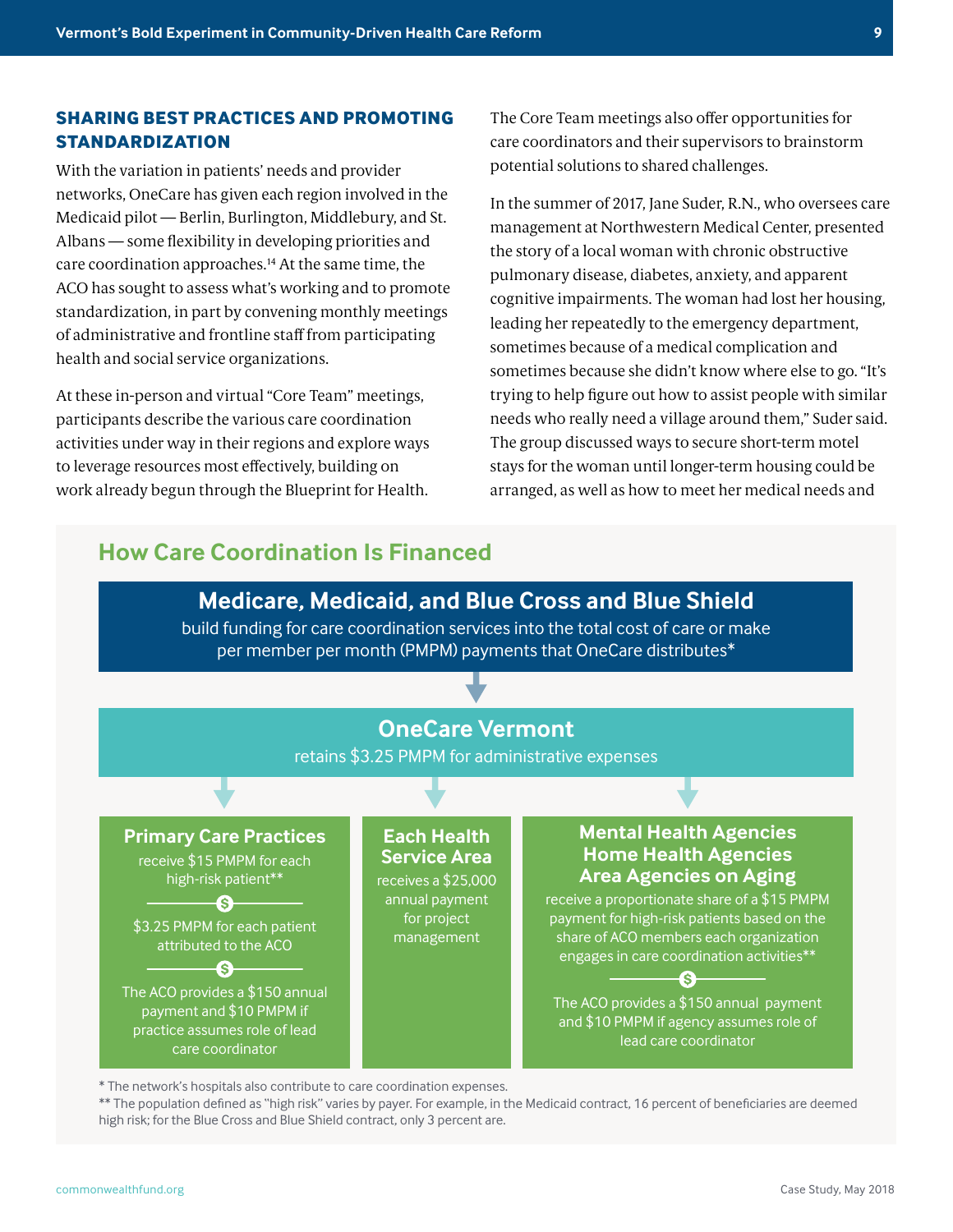## SHARING BEST PRACTICES AND PROMOTING STANDARDIZATION

With the variation in patients' needs and provider networks, OneCare has given each region involved in the Medicaid pilot — Berlin, Burlington, Middlebury, and St. Albans — some flexibility in developing priorities and care coordination approaches.[14] At the same time, the ACO has sought to assess what's working and to promote standardization, in part by convening monthly meetings of administrative and frontline staff from participating health and social service organizations.

At these in-person and virtual "Core Team" meetings, participants describe the various care coordination activities under way in their regions and explore ways to leverage resources most effectively, building on work already begun through the Blueprint for Health.

The Core Team meetings also offer opportunities for care coordinators and their supervisors to brainstorm potential solutions to shared challenges.

In the summer of 2017, Jane Suder, R.N., who oversees care management at Northwestern Medical Center, presented the story of a local woman with chronic obstructive pulmonary disease, diabetes, anxiety, and apparent cognitive impairments. The woman had lost her housing, leading her repeatedly to the emergency department, sometimes because of a medical complication and sometimes because she didn't know where else to go. "It's trying to help figure out how to assist people with similar needs who really need a village around them," Suder said. The group discussed ways to secure short-term motel stays for the woman until longer-term housing could be arranged, as well as how to meet her medical needs and

### How Care Coordination Is Financed

**Medicare, Medicaid, and Blue Cross and Blue Shield**

build funding for care coordination services into the total cost of care or make per member per month (PMPM) payments that OneCare distributes*

**OneCare Vermont**

retains $3.25 PMPM for administrative expenses

**Primary Care Practices**

receive $15 PMPM for each high-risk patient**

$3.25 PMPM for each patient attributed to the ACO

The ACO provides a $150 annual payment and $10 PMPM if practice assumes role of lead care coordinator

**Each Health Service Area**

receives a $25,000 annual payment for project management

**Mental Health Agencies
Home Health Agencies
Area Agencies on Aging**

receive a proportionate share of a $15 PMPM payment for high-risk patients based on the share of ACO members each organization engages in care coordination activities**

The ACO provides a $150 annual payment and $10 PMPM if agency assumes role of lead care coordinator

* The network's hospitals also contribute to care coordination expenses.

** The population defined as "high risk" varies by payer. For example, in the Medicaid contract, 16 percent of beneficiaries are deemed high risk; for the Blue Cross and Blue Shield contract, only 3 percent are.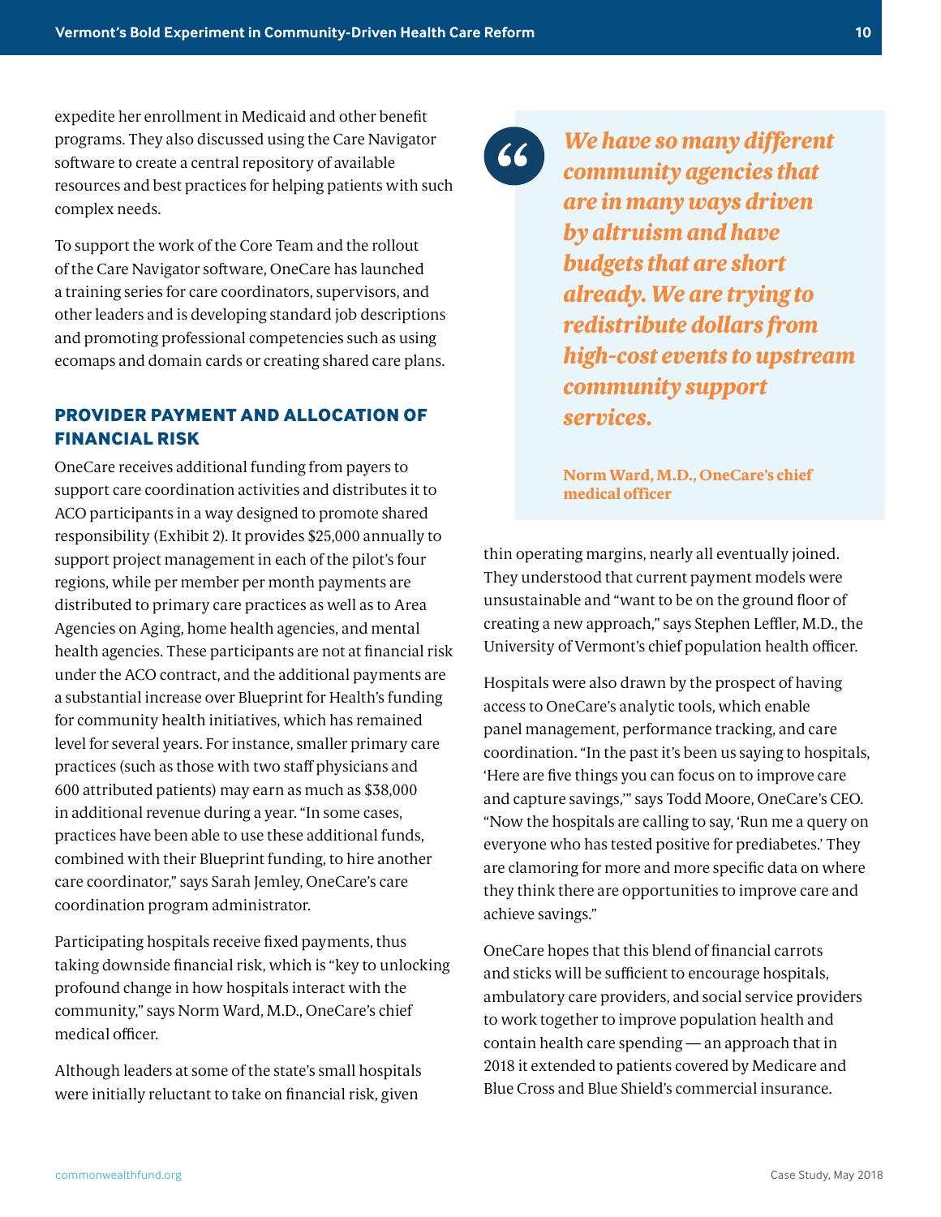expedite her enrollment in Medicaid and other benefit programs. They also discussed using the Care Navigator software to create a central repository of available resources and best practices for helping patients with such complex needs.

To support the work of the Core Team and the rollout of the Care Navigator software, OneCare has launched a training series for care coordinators, supervisors, and other leaders and is developing standard job descriptions and promoting professional competencies such as using ecomaps and domain cards or creating shared care plans.

## PROVIDER PAYMENT AND ALLOCATION OF FINANCIAL RISK

OneCare receives additional funding from payers to support care coordination activities and distributes it to ACO participants in a way designed to promote shared responsibility (Exhibit 2). It provides $25,000 annually to support project management in each of the pilot's four regions, while per member per month payments are distributed to primary care practices as well as to Area Agencies on Aging, home health agencies, and mental health agencies. These participants are not at financial risk under the ACO contract, and the additional payments are a substantial increase over Blueprint for Health's funding for community health initiatives, which has remained level for several years. For instance, smaller primary care practices (such as those with two staff physicians and 600 attributed patients) may earn as much as $38,000 in additional revenue during a year. "In some cases, practices have been able to use these additional funds, combined with their Blueprint funding, to hire another care coordinator," says Sarah Jemley, OneCare's care coordination program administrator.

Participating hospitals receive fixed payments, thus taking downside financial risk, which is "key to unlocking profound change in how hospitals interact with the community," says Norm Ward, M.D., OneCare's chief medical officer.

Although leaders at some of the state's small hospitals were initially reluctant to take on financial risk, given thin operating margins, nearly all eventually joined. They understood that current payment models were unsustainable and "want to be on the ground floor of creating a new approach," says Stephen Leffler, M.D., the University of Vermont's chief population health officer.

> ***We have so many different community agencies that are in many ways driven by altruism and have budgets that are short already. We are trying to redistribute dollars from high-cost events to upstream community support services.***
>
> **Norm Ward, M.D., OneCare's chief medical officer**

Hospitals were also drawn by the prospect of having access to OneCare's analytic tools, which enable panel management, performance tracking, and care coordination. "In the past it's been us saying to hospitals, 'Here are five things you can focus on to improve care and capture savings,'" says Todd Moore, OneCare's CEO. "Now the hospitals are calling to say, 'Run me a query on everyone who has tested positive for prediabetes.' They are clamoring for more and more specific data on where they think there are opportunities to improve care and achieve savings."

OneCare hopes that this blend of financial carrots and sticks will be sufficient to encourage hospitals, ambulatory care providers, and social service providers to work together to improve population health and contain health care spending — an approach that in 2018 it extended to patients covered by Medicare and Blue Cross and Blue Shield's commercial insurance.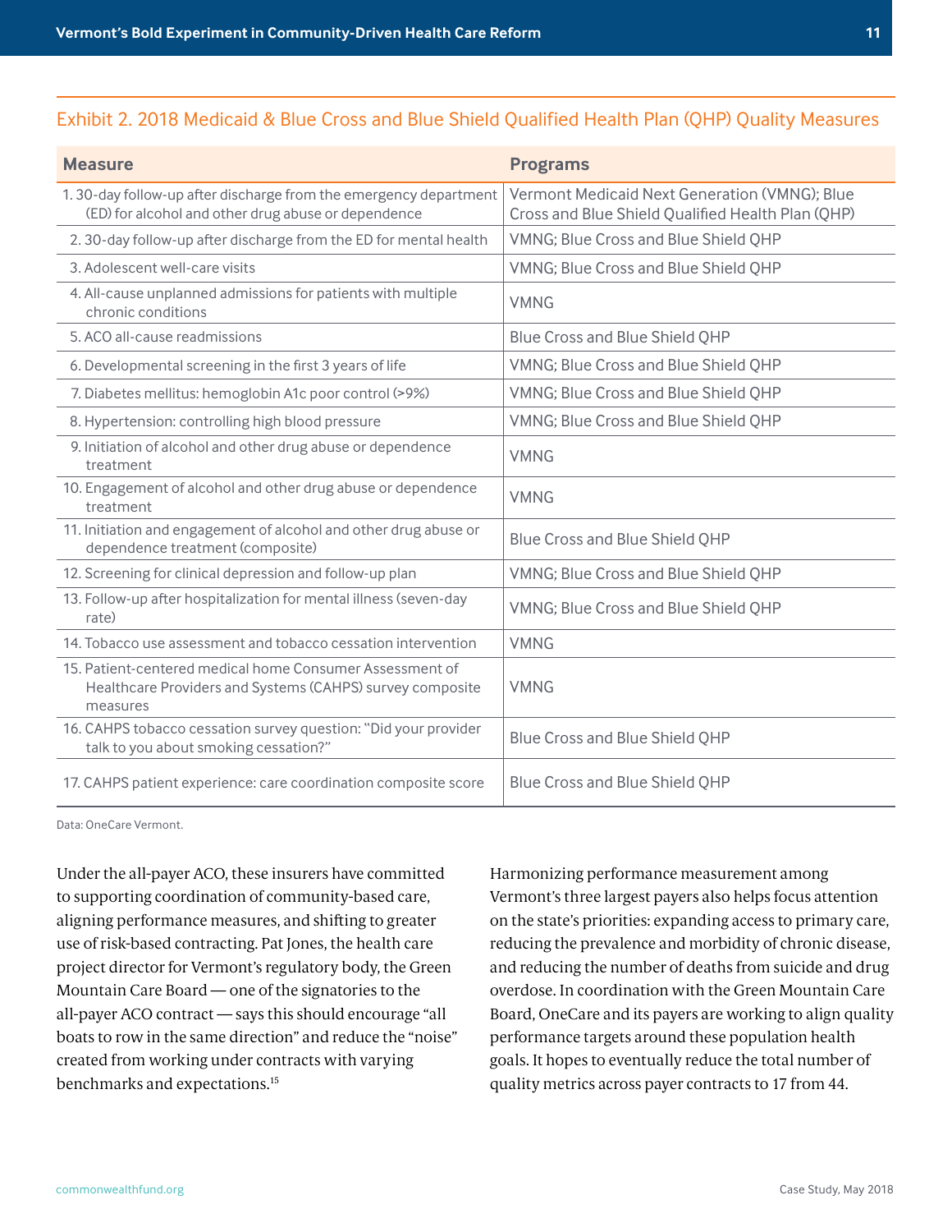### Exhibit 2. 2018 Medicaid & Blue Cross and Blue Shield Qualified Health Plan (QHP) Quality Measures

| Measure | Programs |
|---|---|
| 1. 30-day follow-up after discharge from the emergency department (ED) for alcohol and other drug abuse or dependence | Vermont Medicaid Next Generation (VMNG); Blue Cross and Blue Shield Qualified Health Plan (QHP) |
| 2. 30-day follow-up after discharge from the ED for mental health | VMNG; Blue Cross and Blue Shield QHP |
| 3. Adolescent well-care visits | VMNG; Blue Cross and Blue Shield QHP |
| 4. All-cause unplanned admissions for patients with multiple chronic conditions | VMNG |
| 5. ACO all-cause readmissions | Blue Cross and Blue Shield QHP |
| 6. Developmental screening in the first 3 years of life | VMNG; Blue Cross and Blue Shield QHP |
| 7. Diabetes mellitus: hemoglobin A1c poor control (>9%) | VMNG; Blue Cross and Blue Shield QHP |
| 8. Hypertension: controlling high blood pressure | VMNG; Blue Cross and Blue Shield QHP |
| 9. Initiation of alcohol and other drug abuse or dependence treatment | VMNG |
| 10. Engagement of alcohol and other drug abuse or dependence treatment | VMNG |
| 11. Initiation and engagement of alcohol and other drug abuse or dependence treatment (composite) | Blue Cross and Blue Shield QHP |
| 12. Screening for clinical depression and follow-up plan | VMNG; Blue Cross and Blue Shield QHP |
| 13. Follow-up after hospitalization for mental illness (seven-day rate) | VMNG; Blue Cross and Blue Shield QHP |
| 14. Tobacco use assessment and tobacco cessation intervention | VMNG |
| 15. Patient-centered medical home Consumer Assessment of Healthcare Providers and Systems (CAHPS) survey composite measures | VMNG |
| 16. CAHPS tobacco cessation survey question: "Did your provider talk to you about smoking cessation?" | Blue Cross and Blue Shield QHP |
| 17. CAHPS patient experience: care coordination composite score | Blue Cross and Blue Shield QHP |

Data: OneCare Vermont.

Under the all-payer ACO, these insurers have committed to supporting coordination of community-based care, aligning performance measures, and shifting to greater use of risk-based contracting. Pat Jones, the health care project director for Vermont's regulatory body, the Green Mountain Care Board — one of the signatories to the all-payer ACO contract — says this should encourage "all boats to row in the same direction" and reduce the "noise" created from working under contracts with varying benchmarks and expectations.[15]

Harmonizing performance measurement among Vermont's three largest payers also helps focus attention on the state's priorities: expanding access to primary care, reducing the prevalence and morbidity of chronic disease, and reducing the number of deaths from suicide and drug overdose. In coordination with the Green Mountain Care Board, OneCare and its payers are working to align quality performance targets around these population health goals. It hopes to eventually reduce the total number of quality metrics across payer contracts to 17 from 44.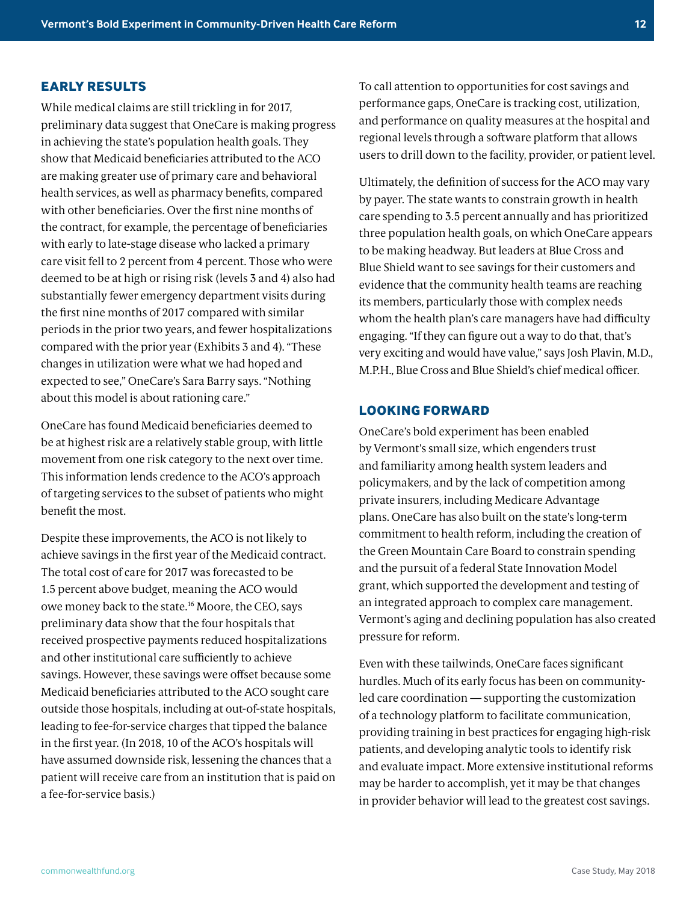## EARLY RESULTS

While medical claims are still trickling in for 2017, preliminary data suggest that OneCare is making progress in achieving the state's population health goals. They show that Medicaid beneficiaries attributed to the ACO are making greater use of primary care and behavioral health services, as well as pharmacy benefits, compared with other beneficiaries. Over the first nine months of the contract, for example, the percentage of beneficiaries with early to late-stage disease who lacked a primary care visit fell to 2 percent from 4 percent. Those who were deemed to be at high or rising risk (levels 3 and 4) also had substantially fewer emergency department visits during the first nine months of 2017 compared with similar periods in the prior two years, and fewer hospitalizations compared with the prior year (Exhibits 3 and 4). "These changes in utilization were what we had hoped and expected to see," OneCare's Sara Barry says. "Nothing about this model is about rationing care."

OneCare has found Medicaid beneficiaries deemed to be at highest risk are a relatively stable group, with little movement from one risk category to the next over time. This information lends credence to the ACO's approach of targeting services to the subset of patients who might benefit the most.

Despite these improvements, the ACO is not likely to achieve savings in the first year of the Medicaid contract. The total cost of care for 2017 was forecasted to be 1.5 percent above budget, meaning the ACO would owe money back to the state.[16] Moore, the CEO, says preliminary data show that the four hospitals that received prospective payments reduced hospitalizations and other institutional care sufficiently to achieve savings. However, these savings were offset because some Medicaid beneficiaries attributed to the ACO sought care outside those hospitals, including at out-of-state hospitals, leading to fee-for-service charges that tipped the balance in the first year. (In 2018, 10 of the ACO's hospitals will have assumed downside risk, lessening the chances that a patient will receive care from an institution that is paid on a fee-for-service basis.)

To call attention to opportunities for cost savings and performance gaps, OneCare is tracking cost, utilization, and performance on quality measures at the hospital and regional levels through a software platform that allows users to drill down to the facility, provider, or patient level.

Ultimately, the definition of success for the ACO may vary by payer. The state wants to constrain growth in health care spending to 3.5 percent annually and has prioritized three population health goals, on which OneCare appears to be making headway. But leaders at Blue Cross and Blue Shield want to see savings for their customers and evidence that the community health teams are reaching its members, particularly those with complex needs whom the health plan's care managers have had difficulty engaging. "If they can figure out a way to do that, that's very exciting and would have value," says Josh Plavin, M.D., M.P.H., Blue Cross and Blue Shield's chief medical officer.

## LOOKING FORWARD

OneCare's bold experiment has been enabled by Vermont's small size, which engenders trust and familiarity among health system leaders and policymakers, and by the lack of competition among private insurers, including Medicare Advantage plans. OneCare has also built on the state's long-term commitment to health reform, including the creation of the Green Mountain Care Board to constrain spending and the pursuit of a federal State Innovation Model grant, which supported the development and testing of an integrated approach to complex care management. Vermont's aging and declining population has also created pressure for reform.

Even with these tailwinds, OneCare faces significant hurdles. Much of its early focus has been on community-led care coordination — supporting the customization of a technology platform to facilitate communication, providing training in best practices for engaging high-risk patients, and developing analytic tools to identify risk and evaluate impact. More extensive institutional reforms may be harder to accomplish, yet it may be that changes in provider behavior will lead to the greatest cost savings.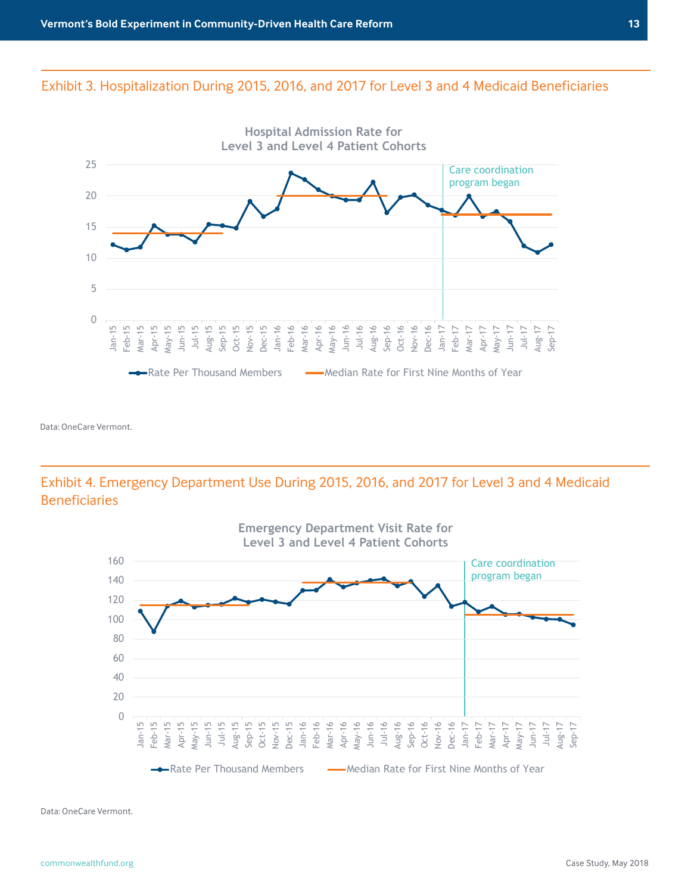## Exhibit 3. Hospitalization During 2015, 2016, and 2017 for Level 3 and 4 Medicaid Beneficiaries

**Hospital Admission Rate for Level 3 and Level 4 Patient Cohorts**

Care coordination program began

Rate Per Thousand Members — Median Rate for First Nine Months of Year

Data: OneCare Vermont.

## Exhibit 4. Emergency Department Use During 2015, 2016, and 2017 for Level 3 and 4 Medicaid Beneficiaries

**Emergency Department Visit Rate for Level 3 and Level 4 Patient Cohorts**

Care coordination program began

Rate Per Thousand Members — Median Rate for First Nine Months of Year

Data: OneCare Vermont.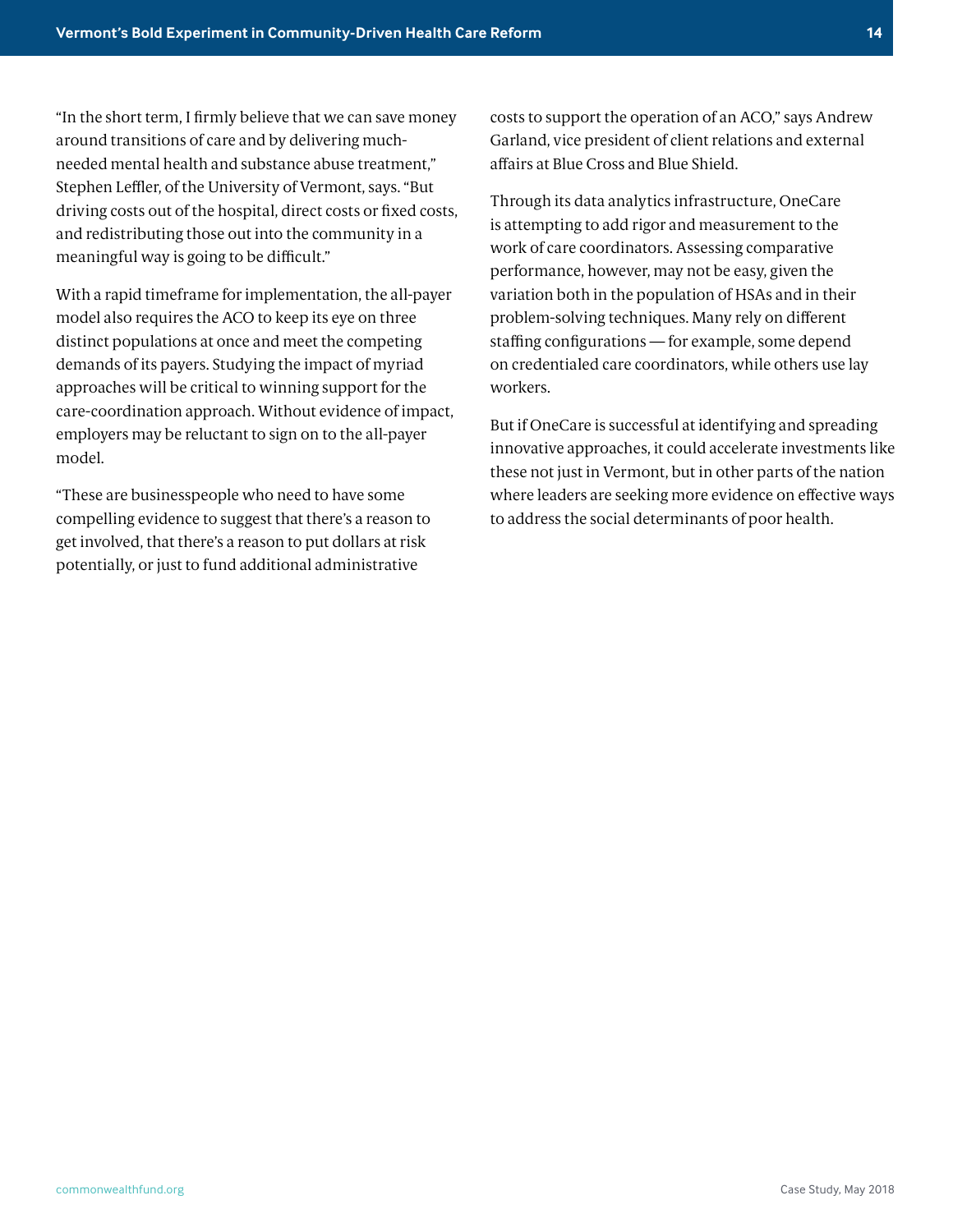"In the short term, I firmly believe that we can save money around transitions of care and by delivering much-needed mental health and substance abuse treatment," Stephen Leffler, of the University of Vermont, says. "But driving costs out of the hospital, direct costs or fixed costs, and redistributing those out into the community in a meaningful way is going to be difficult."

With a rapid timeframe for implementation, the all-payer model also requires the ACO to keep its eye on three distinct populations at once and meet the competing demands of its payers. Studying the impact of myriad approaches will be critical to winning support for the care-coordination approach. Without evidence of impact, employers may be reluctant to sign on to the all-payer model.

"These are businesspeople who need to have some compelling evidence to suggest that there's a reason to get involved, that there's a reason to put dollars at risk potentially, or just to fund additional administrative costs to support the operation of an ACO," says Andrew Garland, vice president of client relations and external affairs at Blue Cross and Blue Shield.

Through its data analytics infrastructure, OneCare is attempting to add rigor and measurement to the work of care coordinators. Assessing comparative performance, however, may not be easy, given the variation both in the population of HSAs and in their problem-solving techniques. Many rely on different staffing configurations — for example, some depend on credentialed care coordinators, while others use lay workers.

But if OneCare is successful at identifying and spreading innovative approaches, it could accelerate investments like these not just in Vermont, but in other parts of the nation where leaders are seeking more evidence on effective ways to address the social determinants of poor health.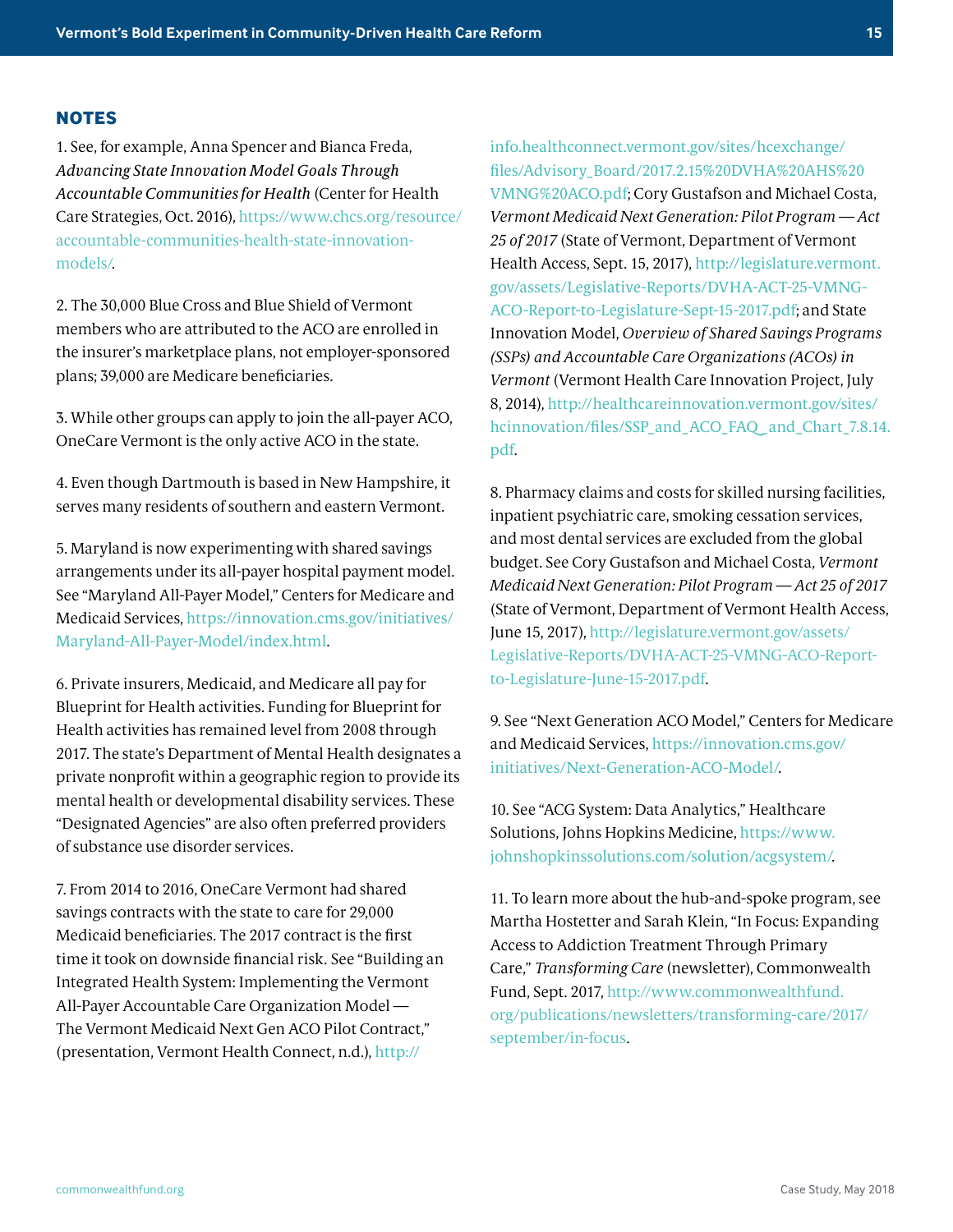## NOTES

1. See, for example, Anna Spencer and Bianca Freda, *Advancing State Innovation Model Goals Through Accountable Communities for Health* (Center for Health Care Strategies, Oct. 2016), https://www.chcs.org/resource/accountable-communities-health-state-innovation-models/.

2. The 30,000 Blue Cross and Blue Shield of Vermont members who are attributed to the ACO are enrolled in the insurer's marketplace plans, not employer-sponsored plans; 39,000 are Medicare beneficiaries.

3. While other groups can apply to join the all-payer ACO, OneCare Vermont is the only active ACO in the state.

4. Even though Dartmouth is based in New Hampshire, it serves many residents of southern and eastern Vermont.

5. Maryland is now experimenting with shared savings arrangements under its all-payer hospital payment model. See "Maryland All-Payer Model," Centers for Medicare and Medicaid Services, https://innovation.cms.gov/initiatives/Maryland-All-Payer-Model/index.html.

6. Private insurers, Medicaid, and Medicare all pay for Blueprint for Health activities. Funding for Blueprint for Health activities has remained level from 2008 through 2017. The state's Department of Mental Health designates a private nonprofit within a geographic region to provide its mental health or developmental disability services. These "Designated Agencies" are also often preferred providers of substance use disorder services.

7. From 2014 to 2016, OneCare Vermont had shared savings contracts with the state to care for 29,000 Medicaid beneficiaries. The 2017 contract is the first time it took on downside financial risk. See "Building an Integrated Health System: Implementing the Vermont All-Payer Accountable Care Organization Model — The Vermont Medicaid Next Gen ACO Pilot Contract," (presentation, Vermont Health Connect, n.d.), http://info.healthconnect.vermont.gov/sites/hcexchange/files/Advisory_Board/2017.2.15%20DVHA%20AHS%20VMNG%20ACO.pdf; Cory Gustafson and Michael Costa, *Vermont Medicaid Next Generation: Pilot Program — Act 25 of 2017* (State of Vermont, Department of Vermont Health Access, Sept. 15, 2017), http://legislature.vermont.gov/assets/Legislative-Reports/DVHA-ACT-25-VMNG-ACO-Report-to-Legislature-Sept-15-2017.pdf; and State Innovation Model, *Overview of Shared Savings Programs (SSPs) and Accountable Care Organizations (ACOs) in Vermont* (Vermont Health Care Innovation Project, July 8, 2014), http://healthcareinnovation.vermont.gov/sites/hcinnovation/files/SSP_and_ACO_FAQ_and_Chart_7.8.14.pdf.

8. Pharmacy claims and costs for skilled nursing facilities, inpatient psychiatric care, smoking cessation services, and most dental services are excluded from the global budget. See Cory Gustafson and Michael Costa, *Vermont Medicaid Next Generation: Pilot Program — Act 25 of 2017* (State of Vermont, Department of Vermont Health Access, June 15, 2017), http://legislature.vermont.gov/assets/Legislative-Reports/DVHA-ACT-25-VMNG-ACO-Report-to-Legislature-June-15-2017.pdf.

9. See "Next Generation ACO Model," Centers for Medicare and Medicaid Services, https://innovation.cms.gov/initiatives/Next-Generation-ACO-Model/.

10. See "ACG System: Data Analytics," Healthcare Solutions, Johns Hopkins Medicine, https://www.johnshopkinssolutions.com/solution/acgsystem/.

11. To learn more about the hub-and-spoke program, see Martha Hostetter and Sarah Klein, "In Focus: Expanding Access to Addiction Treatment Through Primary Care," *Transforming Care* (newsletter), Commonwealth Fund, Sept. 2017, http://www.commonwealthfund.org/publications/newsletters/transforming-care/2017/september/in-focus.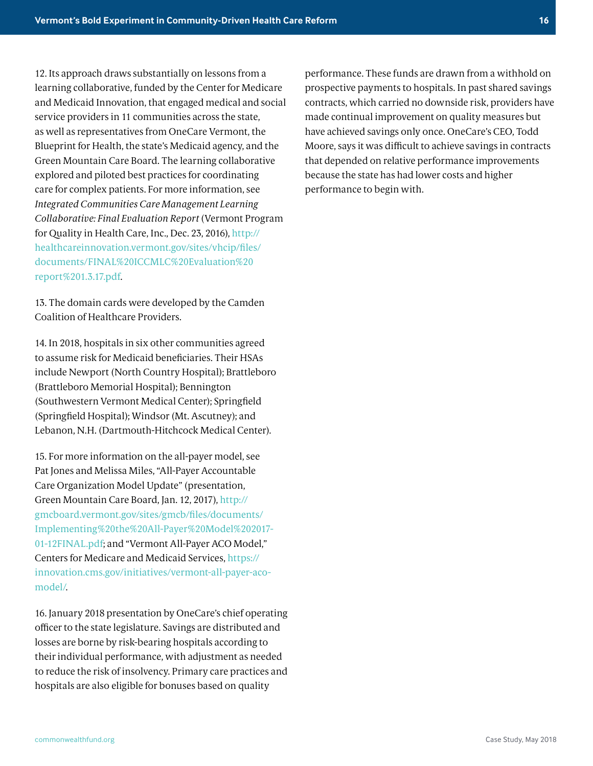12. Its approach draws substantially on lessons from a learning collaborative, funded by the Center for Medicare and Medicaid Innovation, that engaged medical and social service providers in 11 communities across the state, as well as representatives from OneCare Vermont, the Blueprint for Health, the state's Medicaid agency, and the Green Mountain Care Board. The learning collaborative explored and piloted best practices for coordinating care for complex patients. For more information, see *Integrated Communities Care Management Learning Collaborative: Final Evaluation Report* (Vermont Program for Quality in Health Care, Inc., Dec. 23, 2016), http://healthcareinnovation.vermont.gov/sites/vhcip/files/documents/FINAL%20ICCMLC%20Evaluation%20report%201.3.17.pdf.

13. The domain cards were developed by the Camden Coalition of Healthcare Providers.

14. In 2018, hospitals in six other communities agreed to assume risk for Medicaid beneficiaries. Their HSAs include Newport (North Country Hospital); Brattleboro (Brattleboro Memorial Hospital); Bennington (Southwestern Vermont Medical Center); Springfield (Springfield Hospital); Windsor (Mt. Ascutney); and Lebanon, N.H. (Dartmouth-Hitchcock Medical Center).

15. For more information on the all-payer model, see Pat Jones and Melissa Miles, "All-Payer Accountable Care Organization Model Update" (presentation, Green Mountain Care Board, Jan. 12, 2017), http://gmcboard.vermont.gov/sites/gmcb/files/documents/Implementing%20the%20All-Payer%20Model%202017-01-12FINAL.pdf; and "Vermont All-Payer ACO Model," Centers for Medicare and Medicaid Services, https://innovation.cms.gov/initiatives/vermont-all-payer-aco-model/.

16. January 2018 presentation by OneCare's chief operating officer to the state legislature. Savings are distributed and losses are borne by risk-bearing hospitals according to their individual performance, with adjustment as needed to reduce the risk of insolvency. Primary care practices and hospitals are also eligible for bonuses based on quality performance. These funds are drawn from a withhold on prospective payments to hospitals. In past shared savings contracts, which carried no downside risk, providers have made continual improvement on quality measures but have achieved savings only once. OneCare's CEO, Todd Moore, says it was difficult to achieve savings in contracts that depended on relative performance improvements because the state has had lower costs and higher performance to begin with.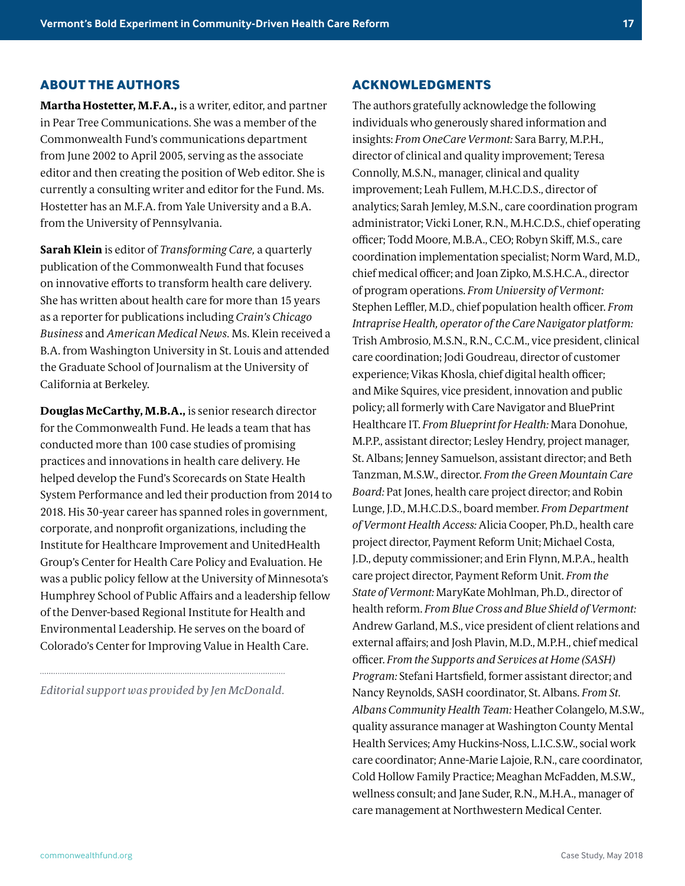## ABOUT THE AUTHORS

**Martha Hostetter, M.F.A.,** is a writer, editor, and partner in Pear Tree Communications. She was a member of the Commonwealth Fund's communications department from June 2002 to April 2005, serving as the associate editor and then creating the position of Web editor. She is currently a consulting writer and editor for the Fund. Ms. Hostetter has an M.F.A. from Yale University and a B.A. from the University of Pennsylvania.

**Sarah Klein** is editor of *Transforming Care,* a quarterly publication of the Commonwealth Fund that focuses on innovative efforts to transform health care delivery. She has written about health care for more than 15 years as a reporter for publications including *Crain's Chicago Business* and *American Medical News*. Ms. Klein received a B.A. from Washington University in St. Louis and attended the Graduate School of Journalism at the University of California at Berkeley.

**Douglas McCarthy, M.B.A.,** is senior research director for the Commonwealth Fund. He leads a team that has conducted more than 100 case studies of promising practices and innovations in health care delivery. He helped develop the Fund's Scorecards on State Health System Performance and led their production from 2014 to 2018. His 30-year career has spanned roles in government, corporate, and nonprofit organizations, including the Institute for Healthcare Improvement and UnitedHealth Group's Center for Health Care Policy and Evaluation. He was a public policy fellow at the University of Minnesota's Humphrey School of Public Affairs and a leadership fellow of the Denver-based Regional Institute for Health and Environmental Leadership. He serves on the board of Colorado's Center for Improving Value in Health Care.

*Editorial support was provided by Jen McDonald.*

## ACKNOWLEDGMENTS

The authors gratefully acknowledge the following individuals who generously shared information and insights: *From OneCare Vermont:* Sara Barry, M.P.H., director of clinical and quality improvement; Teresa Connolly, M.S.N., manager, clinical and quality improvement; Leah Fullem, M.H.C.D.S., director of analytics; Sarah Jemley, M.S.N., care coordination program administrator; Vicki Loner, R.N., M.H.C.D.S., chief operating officer; Todd Moore, M.B.A., CEO; Robyn Skiff, M.S., care coordination implementation specialist; Norm Ward, M.D., chief medical officer; and Joan Zipko, M.S.H.C.A., director of program operations. *From University of Vermont:* Stephen Leffler, M.D., chief population health officer. *From Intraprise Health, operator of the Care Navigator platform:* Trish Ambrosio, M.S.N., R.N., C.C.M., vice president, clinical care coordination; Jodi Goudreau, director of customer experience; Vikas Khosla, chief digital health officer; and Mike Squires, vice president, innovation and public policy; all formerly with Care Navigator and BluePrint Healthcare IT. *From Blueprint for Health:* Mara Donohue, M.P.P., assistant director; Lesley Hendry, project manager, St. Albans; Jenney Samuelson, assistant director; and Beth Tanzman, M.S.W., director. *From the Green Mountain Care Board:* Pat Jones, health care project director; and Robin Lunge, J.D., M.H.C.D.S., board member. *From Department of Vermont Health Access:* Alicia Cooper, Ph.D., health care project director, Payment Reform Unit; Michael Costa, J.D., deputy commissioner; and Erin Flynn, M.P.A., health care project director, Payment Reform Unit. *From the State of Vermont:* MaryKate Mohlman, Ph.D., director of health reform. *From Blue Cross and Blue Shield of Vermont:* Andrew Garland, M.S., vice president of client relations and external affairs; and Josh Plavin, M.D., M.P.H., chief medical officer. *From the Supports and Services at Home (SASH) Program:* Stefani Hartsfield, former assistant director; and Nancy Reynolds, SASH coordinator, St. Albans. *From St. Albans Community Health Team:* Heather Colangelo, M.S.W., quality assurance manager at Washington County Mental Health Services; Amy Huckins-Noss, L.I.C.S.W., social work care coordinator; Anne-Marie Lajoie, R.N., care coordinator, Cold Hollow Family Practice; Meaghan McFadden, M.S.W., wellness consult; and Jane Suder, R.N., M.H.A., manager of care management at Northwestern Medical Center.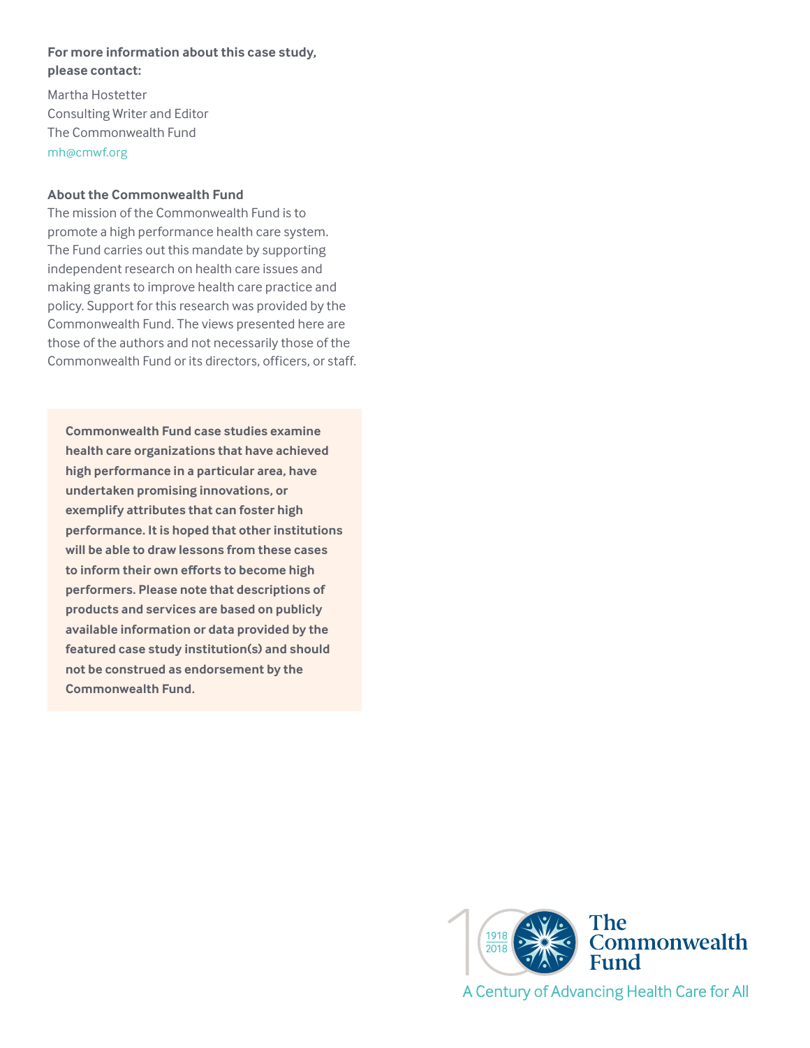**For more information about this case study, please contact:**

Martha Hostetter
Consulting Writer and Editor
The Commonwealth Fund
mh@cmwf.org

**About the Commonwealth Fund**

The mission of the Commonwealth Fund is to promote a high performance health care system. The Fund carries out this mandate by supporting independent research on health care issues and making grants to improve health care practice and policy. Support for this research was provided by the Commonwealth Fund. The views presented here are those of the authors and not necessarily those of the Commonwealth Fund or its directors, officers, or staff.

**Commonwealth Fund case studies examine health care organizations that have achieved high performance in a particular area, have undertaken promising innovations, or exemplify attributes that can foster high performance. It is hoped that other institutions will be able to draw lessons from these cases to inform their own efforts to become high performers. Please note that descriptions of products and services are based on publicly available information or data provided by the featured case study institution(s) and should not be construed as endorsement by the Commonwealth Fund.**

1918
2018
The Commonwealth Fund
A Century of Advancing Health Care for All